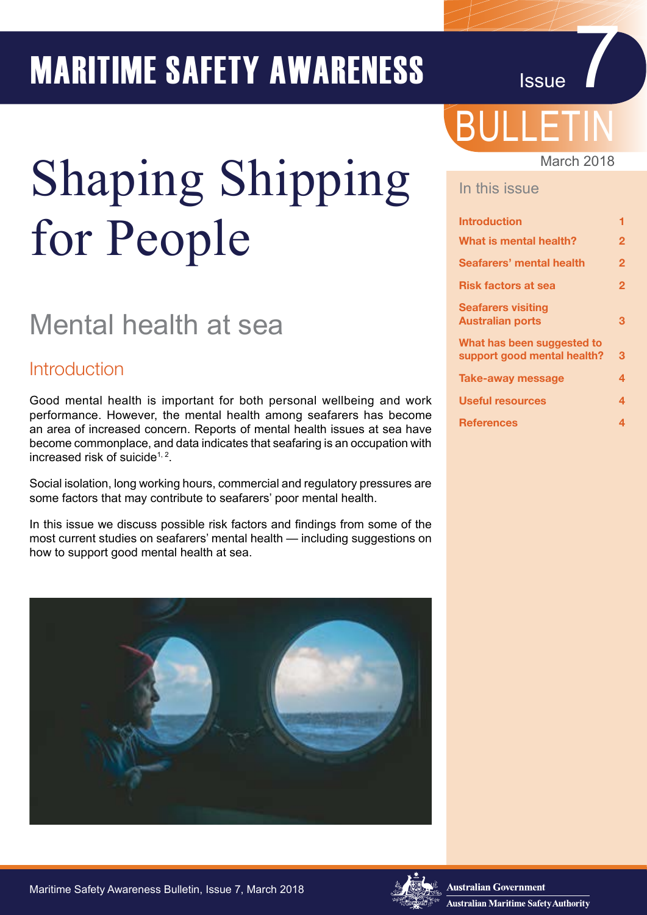# MARITIME SAFETY AWARENESS BULLETIN

Issue 7

March 2018

# Shaping Shipping for People

## Mental health at sea

### Introduction

Good mental health is important for both personal wellbeing and work performance. However, the mental health among seafarers has become an area of increased concern. Reports of mental health issues at sea have become commonplace, and data indicates that seafaring is an occupation with increased risk of suicide[1, 2].

Social isolation, long working hours, commercial and regulatory pressures are some factors that may contribute to seafarers' poor mental health.

In this issue we discuss possible risk factors and findings from some of the most current studies on seafarers' mental health — including suggestions on how to support good mental health at sea.

### In this issue

| | |
|---|---|
| Introduction | 1 |
| What is mental health? | 2 |
| Seafarers' mental health | 2 |
| Risk factors at sea | 2 |
| Seafarers visiting Australian ports | 3 |
| What has been suggested to support good mental health? | 3 |
| Take-away message | 4 |
| Useful resources | 4 |
| References | 4 |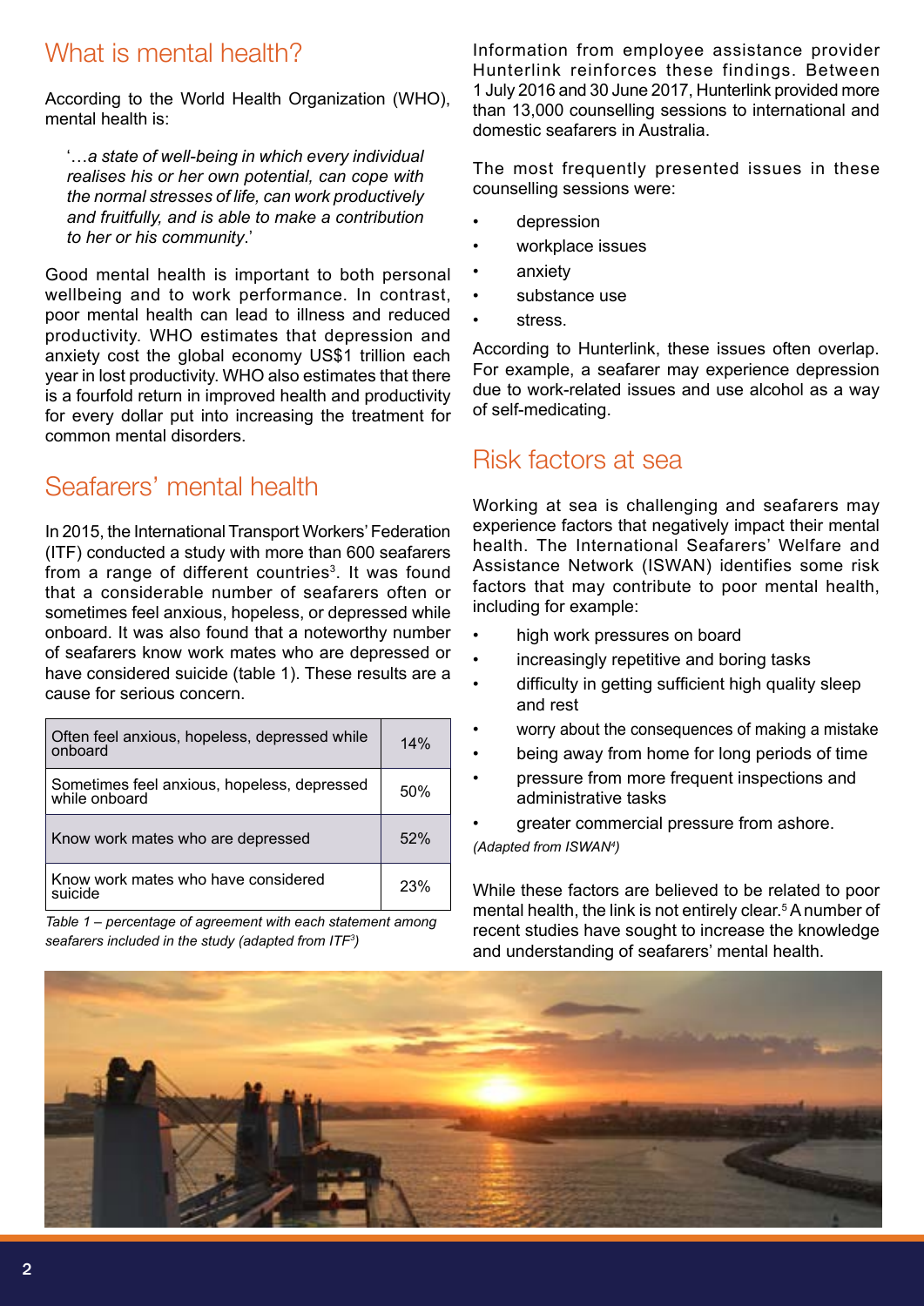## What is mental health?

According to the World Health Organization (WHO), mental health is:

> '*…a state of well-being in which every individual realises his or her own potential, can cope with the normal stresses of life, can work productively and fruitfully, and is able to make a contribution to her or his community*.'

Good mental health is important to both personal wellbeing and to work performance. In contrast, poor mental health can lead to illness and reduced productivity. WHO estimates that depression and anxiety cost the global economy US$1 trillion each year in lost productivity. WHO also estimates that there is a fourfold return in improved health and productivity for every dollar put into increasing the treatment for common mental disorders.

## Seafarers' mental health

In 2015, the International Transport Workers' Federation (ITF) conducted a study with more than 600 seafarers from a range of different countries[3]. It was found that a considerable number of seafarers often or sometimes feel anxious, hopeless, or depressed while onboard. It was also found that a noteworthy number of seafarers know work mates who are depressed or have considered suicide (table 1). These results are a cause for serious concern.

| Statement | % |
|---|---|
| Often feel anxious, hopeless, depressed while onboard | 14% |
| Sometimes feel anxious, hopeless, depressed while onboard | 50% |
| Know work mates who are depressed | 52% |
| Know work mates who have considered suicide | 23% |

*Table 1 – percentage of agreement with each statement among seafarers included in the study (adapted from ITF[3])*

Information from employee assistance provider Hunterlink reinforces these findings. Between 1 July 2016 and 30 June 2017, Hunterlink provided more than 13,000 counselling sessions to international and domestic seafarers in Australia.

The most frequently presented issues in these counselling sessions were:

- depression
- workplace issues
- anxiety
- substance use
- stress.

According to Hunterlink, these issues often overlap. For example, a seafarer may experience depression due to work-related issues and use alcohol as a way of self-medicating.

## Risk factors at sea

Working at sea is challenging and seafarers may experience factors that negatively impact their mental health. The International Seafarers' Welfare and Assistance Network (ISWAN) identifies some risk factors that may contribute to poor mental health, including for example:

- high work pressures on board
- increasingly repetitive and boring tasks
- difficulty in getting sufficient high quality sleep and rest
- worry about the consequences of making a mistake
- being away from home for long periods of time
- pressure from more frequent inspections and administrative tasks
- greater commercial pressure from ashore.

*(Adapted from ISWAN[4])*

While these factors are believed to be related to poor mental health, the link is not entirely clear.[5] A number of recent studies have sought to increase the knowledge and understanding of seafarers' mental health.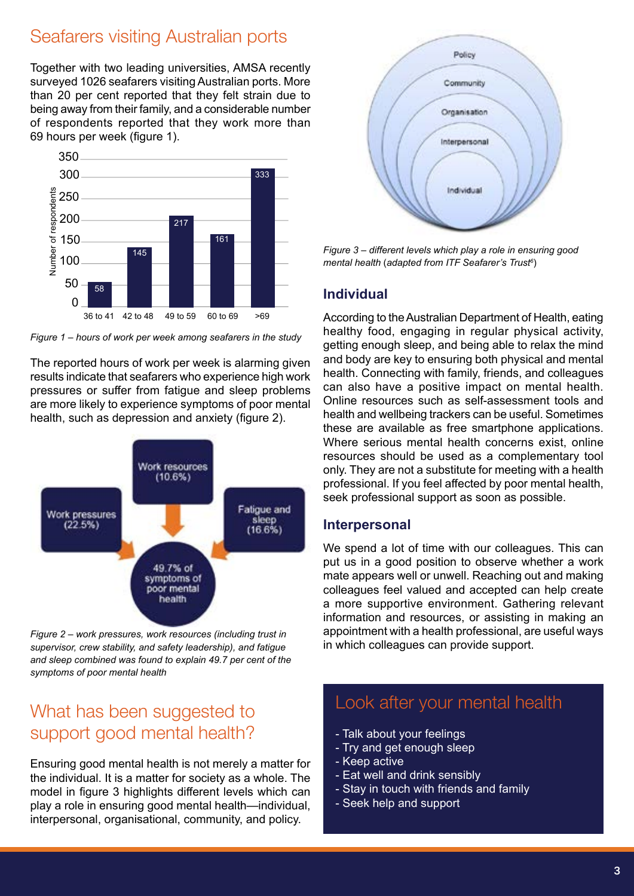## Seafarers visiting Australian ports

Together with two leading universities, AMSA recently surveyed 1026 seafarers visiting Australian ports. More than 20 per cent reported that they felt strain due to being away from their family, and a considerable number of respondents reported that they work more than 69 hours per week (figure 1).

| Hours of work per week | Number of respondents |
|---|---|
| 36 to 41 | 58 |
| 42 to 48 | 145 |
| 49 to 59 | 217 |
| 60 to 69 | 161 |
| >69 | 333 |

*Figure 1 – hours of work per week among seafarers in the study*

The reported hours of work per week is alarming given results indicate that seafarers who experience high work pressures or suffer from fatigue and sleep problems are more likely to experience symptoms of poor mental health, such as depression and anxiety (figure 2).

Work resources (10.6%)

Work pressures (22.5%)

Fatigue and sleep (16.6%)

49.7% of symptoms of poor mental health

*Figure 2 – work pressures, work resources (including trust in supervisor, crew stability, and safety leadership), and fatigue and sleep combined was found to explain 49.7 per cent of the symptoms of poor mental health*

## What has been suggested to support good mental health?

Ensuring good mental health is not merely a matter for the individual. It is a matter for society as a whole. The model in figure 3 highlights different levels which can play a role in ensuring good mental health—individual, interpersonal, organisational, community, and policy.

Policy

Community

Organisation

Interpersonal

Individual

*Figure 3 – different levels which play a role in ensuring good mental health (adapted from ITF Seafarer's Trust[6])*

### Individual

According to the Australian Department of Health, eating healthy food, engaging in regular physical activity, getting enough sleep, and being able to relax the mind and body are key to ensuring both physical and mental health. Connecting with family, friends, and colleagues can also have a positive impact on mental health. Online resources such as self-assessment tools and health and wellbeing trackers can be useful. Sometimes these are available as free smartphone applications. Where serious mental health concerns exist, online resources should be used as a complementary tool only. They are not a substitute for meeting with a health professional. If you feel affected by poor mental health, seek professional support as soon as possible.

### Interpersonal

We spend a lot of time with our colleagues. This can put us in a good position to observe whether a work mate appears well or unwell. Reaching out and making colleagues feel valued and accepted can help create a more supportive environment. Gathering relevant information and resources, or assisting in making an appointment with a health professional, are useful ways in which colleagues can provide support.

## Look after your mental health

- Talk about your feelings
- Try and get enough sleep
- Keep active
- Eat well and drink sensibly
- Stay in touch with friends and family
- Seek help and support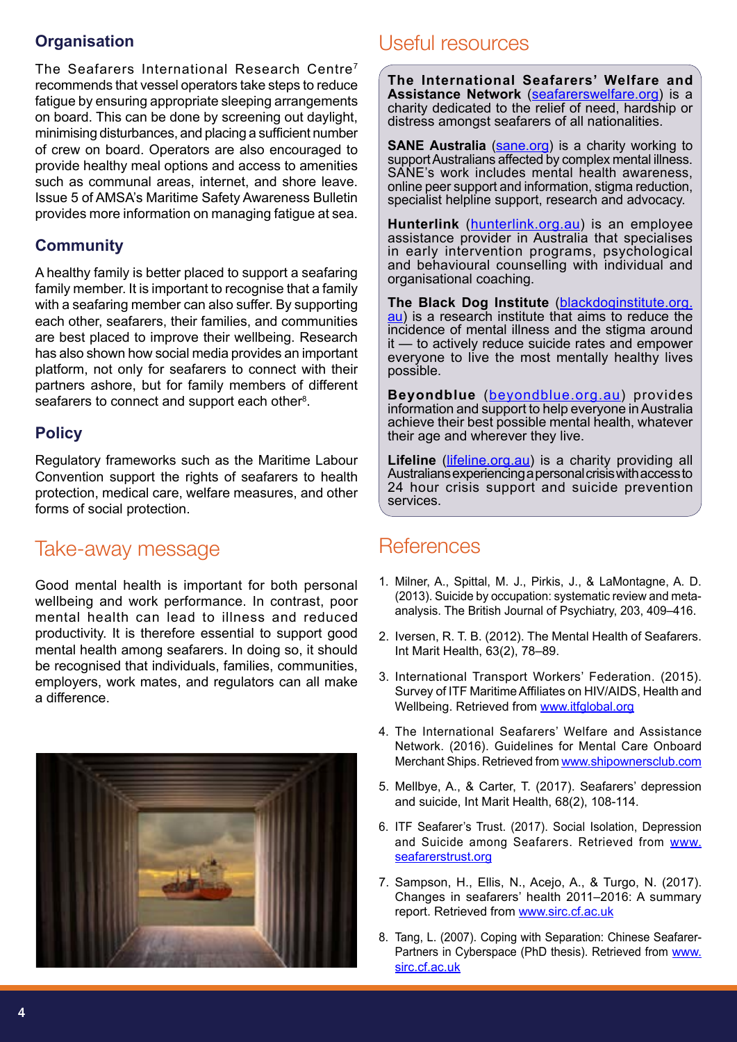### Organisation

The Seafarers International Research Centre[7] recommends that vessel operators take steps to reduce fatigue by ensuring appropriate sleeping arrangements on board. This can be done by screening out daylight, minimising disturbances, and placing a sufficient number of crew on board. Operators are also encouraged to provide healthy meal options and access to amenities such as communal areas, internet, and shore leave. Issue 5 of AMSA's Maritime Safety Awareness Bulletin provides more information on managing fatigue at sea.

### Community

A healthy family is better placed to support a seafaring family member. It is important to recognise that a family with a seafaring member can also suffer. By supporting each other, seafarers, their families, and communities are best placed to improve their wellbeing. Research has also shown how social media provides an important platform, not only for seafarers to connect with their partners ashore, but for family members of different seafarers to connect and support each other[8].

### Policy

Regulatory frameworks such as the Maritime Labour Convention support the rights of seafarers to health protection, medical care, welfare measures, and other forms of social protection.

## Take-away message

Good mental health is important for both personal wellbeing and work performance. In contrast, poor mental health can lead to illness and reduced productivity. It is therefore essential to support good mental health among seafarers. In doing so, it should be recognised that individuals, families, communities, employers, work mates, and regulators can all make a difference.

## Useful resources

**The International Seafarers' Welfare and Assistance Network** (seafarerswelfare.org) is a charity dedicated to the relief of need, hardship or distress amongst seafarers of all nationalities.

**SANE Australia** (sane.org) is a charity working to support Australians affected by complex mental illness. SANE's work includes mental health awareness, online peer support and information, stigma reduction, specialist helpline support, research and advocacy.

**Hunterlink** (hunterlink.org.au) is an employee assistance provider in Australia that specialises in early intervention programs, psychological and behavioural counselling with individual and organisational coaching.

**The Black Dog Institute** (blackdoginstitute.org.au) is a research institute that aims to reduce the incidence of mental illness and the stigma around it — to actively reduce suicide rates and empower everyone to live the most mentally healthy lives possible.

**Beyondblue** (beyondblue.org.au) provides information and support to help everyone in Australia achieve their best possible mental health, whatever their age and wherever they live.

**Lifeline** (lifeline.org.au) is a charity providing all Australians experiencing a personal crisis with access to 24 hour crisis support and suicide prevention services.

## References

1. Milner, A., Spittal, M. J., Pirkis, J., & LaMontagne, A. D. (2013). Suicide by occupation: systematic review and meta-analysis. The British Journal of Psychiatry, 203, 409–416.
2. Iversen, R. T. B. (2012). The Mental Health of Seafarers. Int Marit Health, 63(2), 78–89.
3. International Transport Workers' Federation. (2015). Survey of ITF Maritime Affiliates on HIV/AIDS, Health and Wellbeing. Retrieved from www.itfglobal.org
4. The International Seafarers' Welfare and Assistance Network. (2016). Guidelines for Mental Care Onboard Merchant Ships. Retrieved from www.shipownersclub.com
5. Mellbye, A., & Carter, T. (2017). Seafarers' depression and suicide, Int Marit Health, 68(2), 108-114.
6. ITF Seafarer's Trust. (2017). Social Isolation, Depression and Suicide among Seafarers. Retrieved from www.seafarerstrust.org
7. Sampson, H., Ellis, N., Acejo, A., & Turgo, N. (2017). Changes in seafarers' health 2011–2016: A summary report. Retrieved from www.sirc.cf.ac.uk
8. Tang, L. (2007). Coping with Separation: Chinese Seafarer-Partners in Cyberspace (PhD thesis). Retrieved from www.sirc.cf.ac.uk